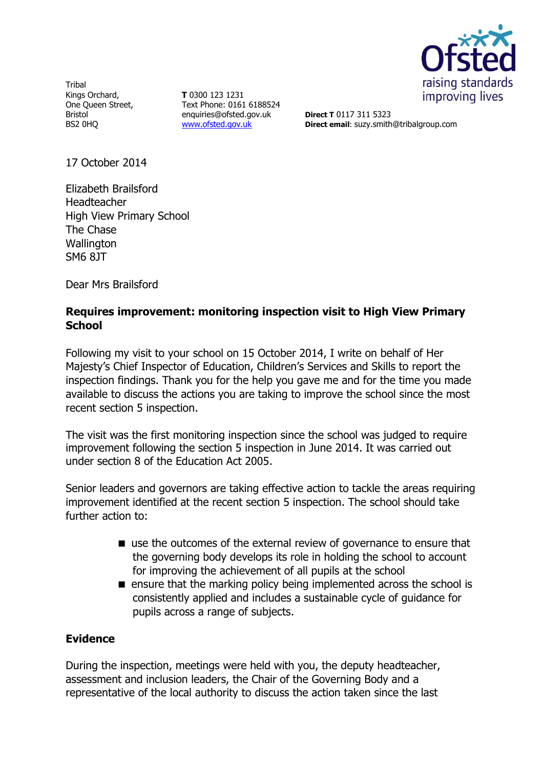Tribal
Kings Orchard,
One Queen Street,
Bristol
BS2 0HQ

**T** 0300 123 1231
Text Phone: 0161 6188524
enquiries@ofsted.gov.uk
www.ofsted.gov.uk

**Direct T** 0117 311 5323
**Direct email**: suzy.smith@tribalgroup.com

17 October 2014

Elizabeth Brailsford
Headteacher
High View Primary School
The Chase
Wallington
SM6 8JT

Dear Mrs Brailsford

**Requires improvement: monitoring inspection visit to High View Primary School**

Following my visit to your school on 15 October 2014, I write on behalf of Her Majesty's Chief Inspector of Education, Children's Services and Skills to report the inspection findings. Thank you for the help you gave me and for the time you made available to discuss the actions you are taking to improve the school since the most recent section 5 inspection.

The visit was the first monitoring inspection since the school was judged to require improvement following the section 5 inspection in June 2014. It was carried out under section 8 of the Education Act 2005.

Senior leaders and governors are taking effective action to tackle the areas requiring improvement identified at the recent section 5 inspection. The school should take further action to:

- use the outcomes of the external review of governance to ensure that the governing body develops its role in holding the school to account for improving the achievement of all pupils at the school
- ensure that the marking policy being implemented across the school is consistently applied and includes a sustainable cycle of guidance for pupils across a range of subjects.

**Evidence**

During the inspection, meetings were held with you, the deputy headteacher, assessment and inclusion leaders, the Chair of the Governing Body and a representative of the local authority to discuss the action taken since the last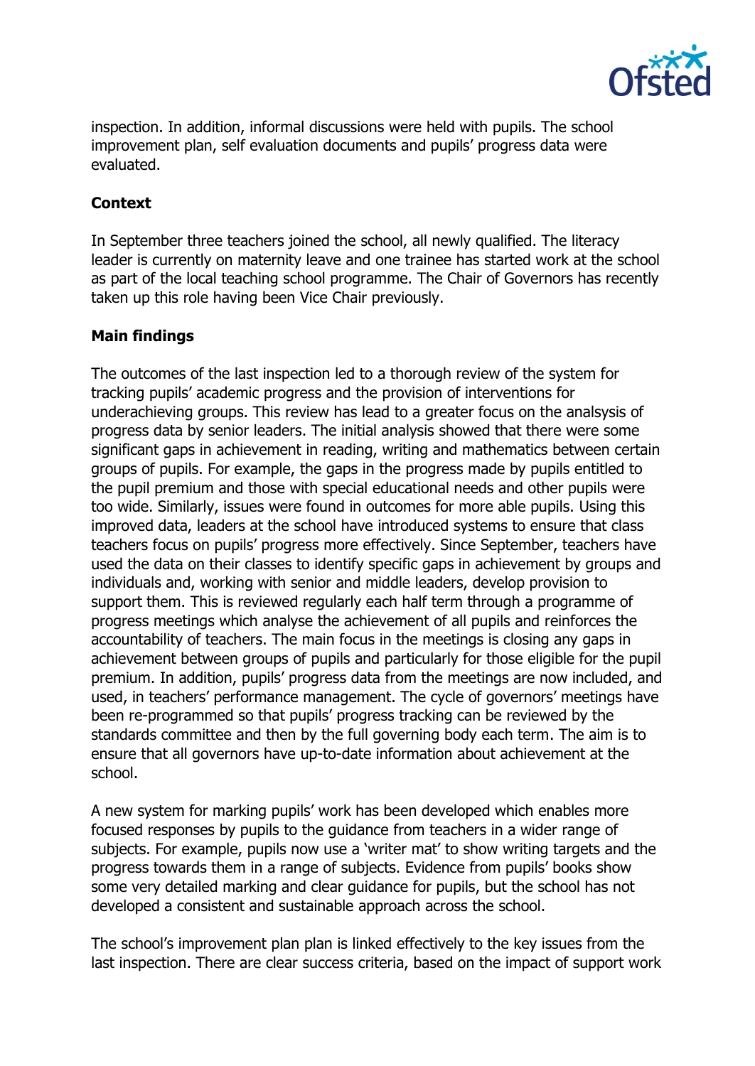inspection. In addition, informal discussions were held with pupils. The school improvement plan, self evaluation documents and pupils' progress data were evaluated.

**Context**

In September three teachers joined the school, all newly qualified. The literacy leader is currently on maternity leave and one trainee has started work at the school as part of the local teaching school programme. The Chair of Governors has recently taken up this role having been Vice Chair previously.

**Main findings**

The outcomes of the last inspection led to a thorough review of the system for tracking pupils' academic progress and the provision of interventions for underachieving groups. This review has lead to a greater focus on the analsysis of progress data by senior leaders. The initial analysis showed that there were some significant gaps in achievement in reading, writing and mathematics between certain groups of pupils. For example, the gaps in the progress made by pupils entitled to the pupil premium and those with special educational needs and other pupils were too wide. Similarly, issues were found in outcomes for more able pupils. Using this improved data, leaders at the school have introduced systems to ensure that class teachers focus on pupils' progress more effectively. Since September, teachers have used the data on their classes to identify specific gaps in achievement by groups and individuals and, working with senior and middle leaders, develop provision to support them. This is reviewed regularly each half term through a programme of progress meetings which analyse the achievement of all pupils and reinforces the accountability of teachers. The main focus in the meetings is closing any gaps in achievement between groups of pupils and particularly for those eligible for the pupil premium. In addition, pupils' progress data from the meetings are now included, and used, in teachers' performance management. The cycle of governors' meetings have been re-programmed so that pupils' progress tracking can be reviewed by the standards committee and then by the full governing body each term. The aim is to ensure that all governors have up-to-date information about achievement at the school.

A new system for marking pupils' work has been developed which enables more focused responses by pupils to the guidance from teachers in a wider range of subjects. For example, pupils now use a 'writer mat' to show writing targets and the progress towards them in a range of subjects. Evidence from pupils' books show some very detailed marking and clear guidance for pupils, but the school has not developed a consistent and sustainable approach across the school.

The school's improvement plan plan is linked effectively to the key issues from the last inspection. There are clear success criteria, based on the impact of support work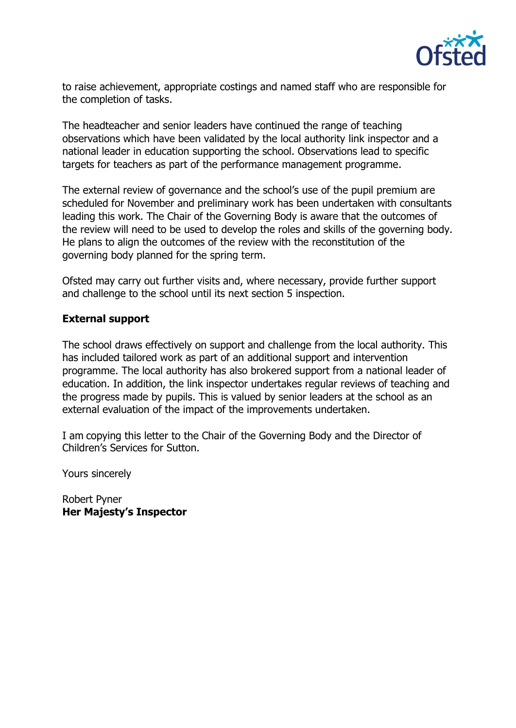to raise achievement, appropriate costings and named staff who are responsible for the completion of tasks.

The headteacher and senior leaders have continued the range of teaching observations which have been validated by the local authority link inspector and a national leader in education supporting the school. Observations lead to specific targets for teachers as part of the performance management programme.

The external review of governance and the school's use of the pupil premium are scheduled for November and preliminary work has been undertaken with consultants leading this work. The Chair of the Governing Body is aware that the outcomes of the review will need to be used to develop the roles and skills of the governing body. He plans to align the outcomes of the review with the reconstitution of the governing body planned for the spring term.

Ofsted may carry out further visits and, where necessary, provide further support and challenge to the school until its next section 5 inspection.

**External support**

The school draws effectively on support and challenge from the local authority. This has included tailored work as part of an additional support and intervention programme. The local authority has also brokered support from a national leader of education. In addition, the link inspector undertakes regular reviews of teaching and the progress made by pupils. This is valued by senior leaders at the school as an external evaluation of the impact of the improvements undertaken.

I am copying this letter to the Chair of the Governing Body and the Director of Children's Services for Sutton.

Yours sincerely

Robert Pyner
**Her Majesty's Inspector**